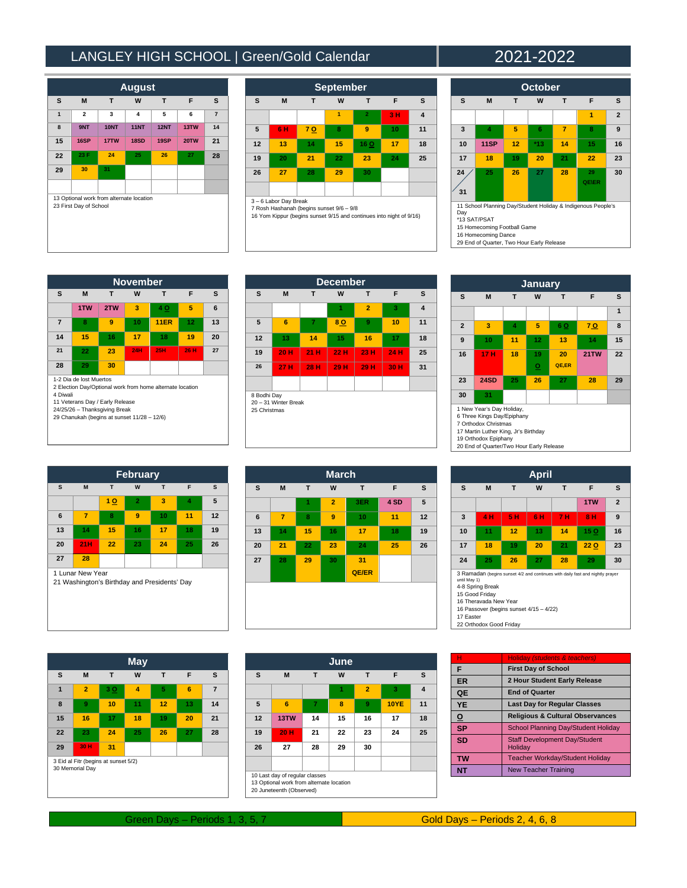# LANGLEY HIGH SCHOOL | Green/Gold Calendar 2021-2022

## August

| S | M | T | W | T | F | S |
|---|---|---|---|---|---|---|
| 1 | 2 | 3 | 4 | 5 | 6 | 7 |
| 8 | 9NT | 10NT | 11NT | 12NT | 13TW | 14 |
| 15 | 16SP | 17TW | 18SD | 19SP | 20TW | 21 |
| 22 | 23 F | 24 | 25 | 26 | 27 | 28 |
| 29 | 30 | 31 | | | | |

13 Optional work from alternate location
23 First Day of School

## September

| S | M | T | W | T | F | S |
|---|---|---|---|---|---|---|
| | | | 1 | 2 | 3 H | 4 |
| 5 | 6 H | 7 O | 8 | 9 | 10 | 11 |
| 12 | 13 | 14 | 15 | 16 O | 17 | 18 |
| 19 | 20 | 21 | 22 | 23 | 24 | 25 |
| 26 | 27 | 28 | 29 | 30 | | |

3 – 6 Labor Day Break
7 Rosh Hashanah (begins sunset 9/6 – 9/8
16 Yom Kippur (begins sunset 9/15 and continues into night of 9/16)

## October

| S | M | T | W | T | F | S |
|---|---|---|---|---|---|---|
| | | | | | 1 | 2 |
| 3 | 4 | 5 | 6 | 7 | 8 | 9 |
| 10 | 11SP | 12 | *13 | 14 | 15 | 16 |
| 17 | 18 | 19 | 20 | 21 | 22 | 23 |
| 24 / 31 | 25 | 26 | 27 | 28 | 29 QE\ER | 30 |

11 School Planning Day/Student Holiday & Indigenous People's Day
*13 SAT/PSAT
15 Homecoming Football Game
16 Homecoming Dance
29 End of Quarter, Two Hour Early Release

## November

| S | M | T | W | T | F | S |
|---|---|---|---|---|---|---|
| | 1TW | 2TW | 3 | 4 O | 5 | 6 |
| 7 | 8 | 9 | 10 | 11ER | 12 | 13 |
| 14 | 15 | 16 | 17 | 18 | 19 | 20 |
| 21 | 22 | 23 | 24H | 25H | 26 H | 27 |
| 28 | 29 | 30 | | | | |

1-2 Dia de lost Muertos
2 Election Day/Optional work from home alternate location
4 Diwali
11 Veterans Day / Early Release
24/25/26 – Thanksgiving Break
29 Chanukah (begins at sunset 11/28 – 12/6)

## December

| S | M | T | W | T | F | S |
|---|---|---|---|---|---|---|
| | | | 1 | 2 | 3 | 4 |
| 5 | 6 | 7 | 8 O | 9 | 10 | 11 |
| 12 | 13 | 14 | 15 | 16 | 17 | 18 |
| 19 | 20 H | 21 H | 22 H | 23 H | 24 H | 25 |
| 26 | 27 H | 28 H | 29 H | 29 H | 30 H | 31 |

8 Bodhi Day
20 – 31 Winter Break
25 Christmas

## January

| S | M | T | W | T | F | S |
|---|---|---|---|---|---|---|
| | | | | | | 1 |
| 2 | 3 | 4 | 5 | 6 O | 7 O | 8 |
| 9 | 10 | 11 | 12 | 13 | 14 | 15 |
| 16 | 17 H | 18 | 19 O | 20 QE,ER | 21TW | 22 |
| 23 | 24SD | 25 | 26 | 27 | 28 | 29 |
| 30 | 31 | | | | | |

1 New Year's Day Holiday,
6 Three Kings Day/Epiphany
7 Orthodox Christmas
17 Martin Luther King, Jr's Birthday
19 Orthodox Epiphany
20 End of Quarter/Two Hour Early Release

## February

| S | M | T | W | T | F | S |
|---|---|---|---|---|---|---|
| | | 1 O | 2 | 3 | 4 | 5 |
| 6 | 7 | 8 | 9 | 10 | 11 | 12 |
| 13 | 14 | 15 | 16 | 17 | 18 | 19 |
| 20 | 21H | 22 | 23 | 24 | 25 | 26 |
| 27 | 28 | | | | | |

1 Lunar New Year
21 Washington's Birthday and Presidents' Day

## March

| S | M | T | W | T | F | S |
|---|---|---|---|---|---|---|
| | | 1 | 2 | 3ER | 4 SD | 5 |
| 6 | 7 | 8 | 9 | 10 | 11 | 12 |
| 13 | 14 | 15 | 16 | 17 | 18 | 19 |
| 20 | 21 | 22 | 23 | 24 | 25 | 26 |
| 27 | 28 | 29 | 30 | 31 QE/ER | | |

## April

| S | M | T | W | T | F | S |
|---|---|---|---|---|---|---|
| | | | | | 1TW | 2 |
| 3 | 4 H | 5 H | 6 H | 7 H | 8 H | 9 |
| 10 | 11 | 12 | 13 | 14 | 15 O | 16 |
| 17 | 18 | 19 | 20 | 21 | 22 O | 23 |
| 24 | 25 | 26 | 27 | 28 | 29 | 30 |

3 Ramadan (begins sunset 4/2 and continues with daily fast and nightly prayer until May 1)
4-8 Spring Break
15 Good Friday
16 Theravada New Year
16 Passover (begins sunset 4/15 – 4/22)
17 Easter
22 Orthodox Good Friday

## May

| S | M | T | W | T | F | S |
|---|---|---|---|---|---|---|
| 1 | 2 | 3 O | 4 | 5 | 6 | 7 |
| 8 | 9 | 10 | 11 | 12 | 13 | 14 |
| 15 | 16 | 17 | 18 | 19 | 20 | 21 |
| 22 | 23 | 24 | 25 | 26 | 27 | 28 |
| 29 | 30 H | 31 | | | | |

3 Eid al Fitr (begins at sunset 5/2)
30 Memorial Day

## June

| S | M | T | W | T | F | S |
|---|---|---|---|---|---|---|
| | | | 1 | 2 | 3 | 4 |
| 5 | 6 | 7 | 8 | 9 | 10YE | 11 |
| 12 | 13TW | 14 | 15 | 16 | 17 | 18 |
| 19 | 20 H | 21 | 22 | 23 | 24 | 25 |
| 26 | 27 | 28 | 29 | 30 | | |

10 Last day of regular classes
13 Optional work from alternate location
20 Juneteenth (Observed)

## Legend

| Code | Meaning |
|---|---|
| H | Holiday *(students & teachers)* |
| F | First Day of School |
| ER | 2 Hour Student Early Release |
| QE | End of Quarter |
| YE | Last Day for Regular Classes |
| O | Religious & Cultural Observances |
| SP | School Planning Day/Student Holiday |
| SD | Staff Development Day/Student Holiday |
| TW | Teacher Workday/Student Holiday |
| NT | New Teacher Training |

Green Days – Periods 1, 3, 5, 7

Gold Days – Periods 2, 4, 6, 8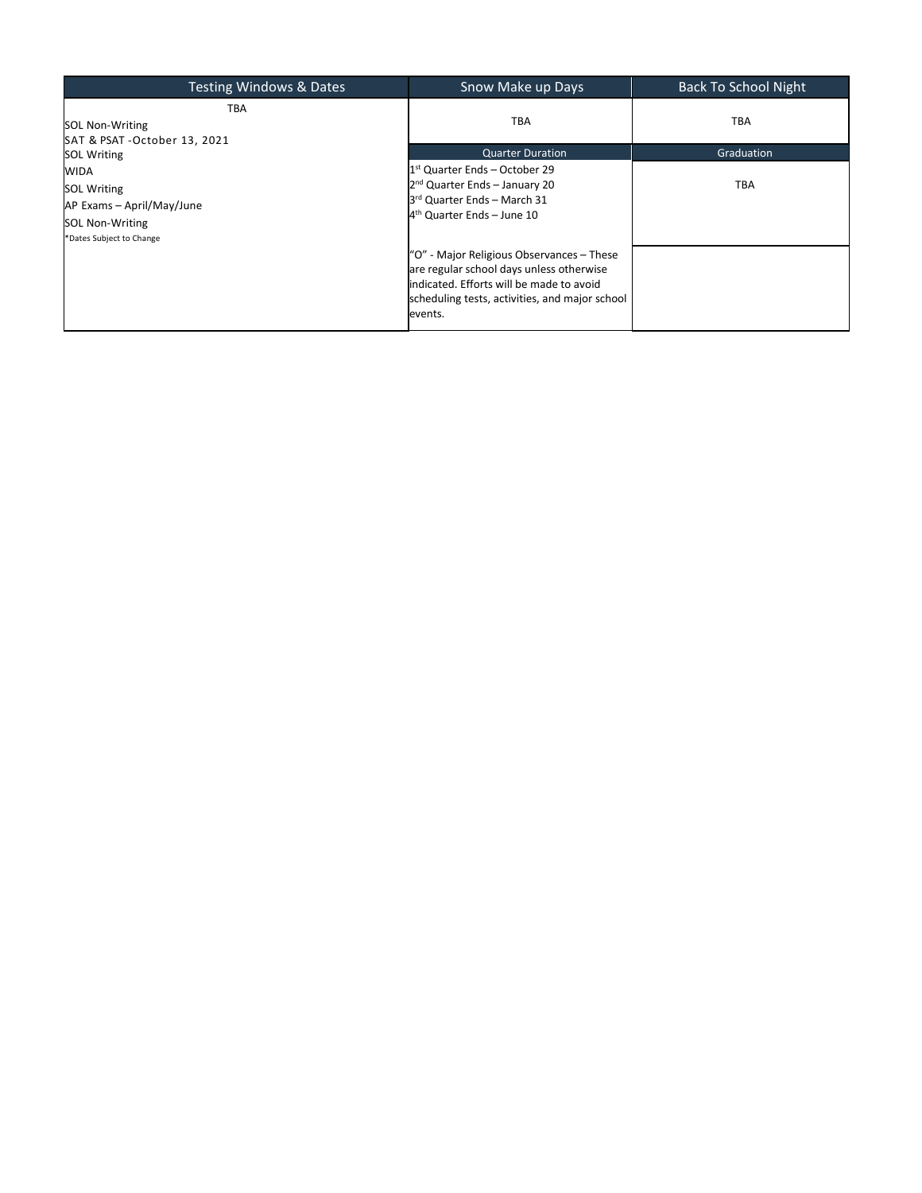| Testing Windows & Dates | Snow Make up Days | Back To School Night |
|---|---|---|
| TBA<br>SOL Non-Writing<br>SAT & PSAT -October 13, 2021<br>SOL Writing<br>WIDA<br>SOL Writing<br>AP Exams – April/May/June<br>SOL Non-Writing<br>*Dates Subject to Change | TBA | TBA |
| | **Quarter Duration** | **Graduation** |
| | 1st Quarter Ends – October 29<br>2nd Quarter Ends – January 20<br>3rd Quarter Ends – March 31<br>4th Quarter Ends – June 10 | TBA |
| | "O" - Major Religious Observances – These are regular school days unless otherwise indicated. Efforts will be made to avoid scheduling tests, activities, and major school events. | |